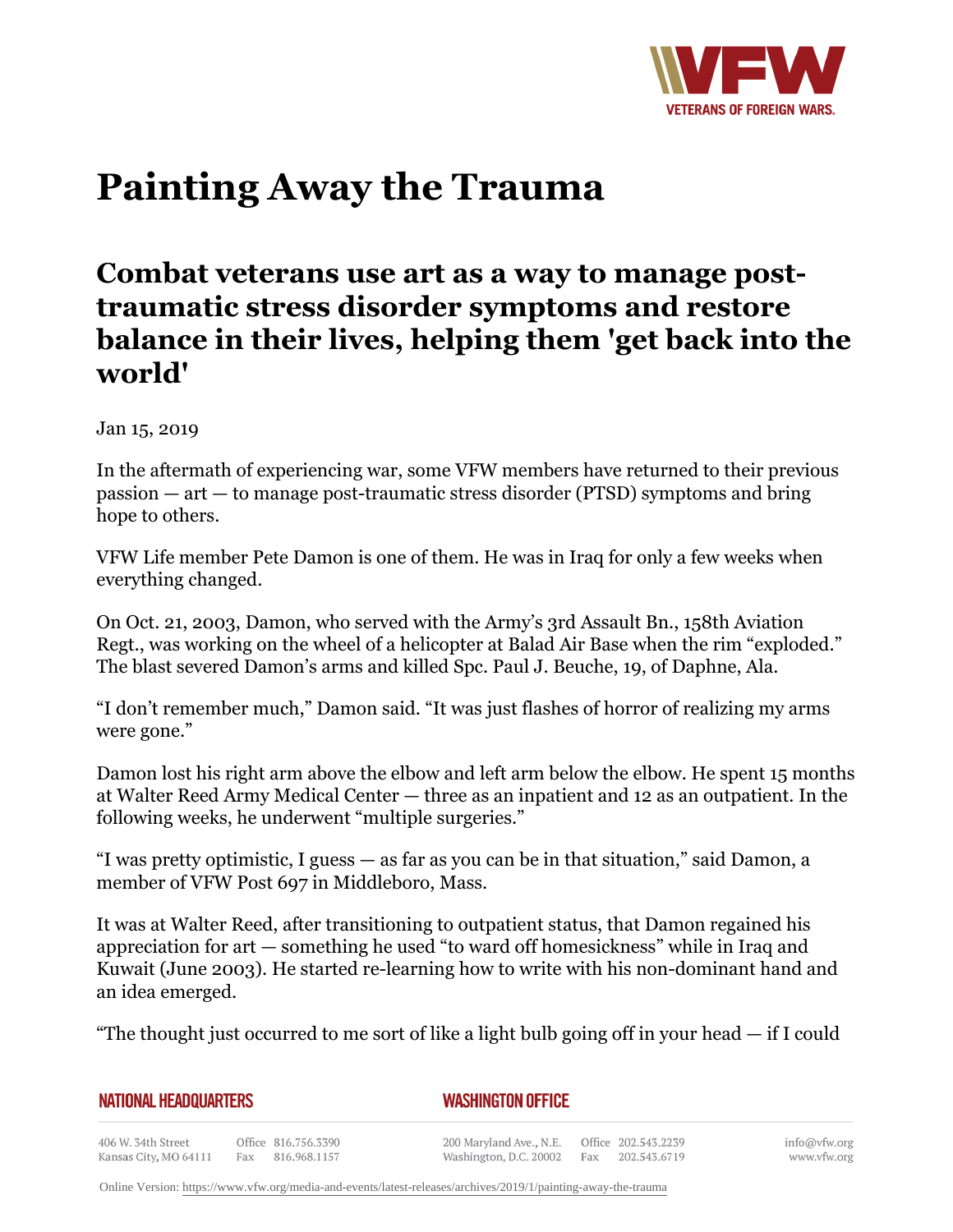# Painting Away the Trauma

## Combat veterans use art as a way to manage post-traumatic stress disorder symptoms and restore balance in their lives, helping them 'get back into the world'

Jan 15, 2019

In the aftermath of experiencing war, some VFW members have returned to their previous passion — art — to manage post-traumatic stress disorder (PTSD) symptoms and bring hope to others.

VFW Life member Pete Damon is one of them. He was in Iraq for only a few weeks when everything changed.

On Oct. 21, 2003, Damon, who served with the Army's 3rd Assault Bn., 158th Aviation Regt., was working on the wheel of a helicopter at Balad Air Base when the rim "exploded." The blast severed Damon's arms and killed Spc. Paul J. Beuche, 19, of Daphne, Ala.

"I don't remember much," Damon said. "It was just flashes of horror of realizing my arms were gone."

Damon lost his right arm above the elbow and left arm below the elbow. He spent 15 months at Walter Reed Army Medical Center — three as an inpatient and 12 as an outpatient. In the following weeks, he underwent "multiple surgeries."

"I was pretty optimistic, I guess — as far as you can be in that situation," said Damon, a member of VFW Post 697 in Middleboro, Mass.

It was at Walter Reed, after transitioning to outpatient status, that Damon regained his appreciation for art — something he used "to ward off homesickness" while in Iraq and Kuwait (June 2003). He started re-learning how to write with his non-dominant hand and an idea emerged.

"The thought just occurred to me sort of like a light bulb going off in your head — if I could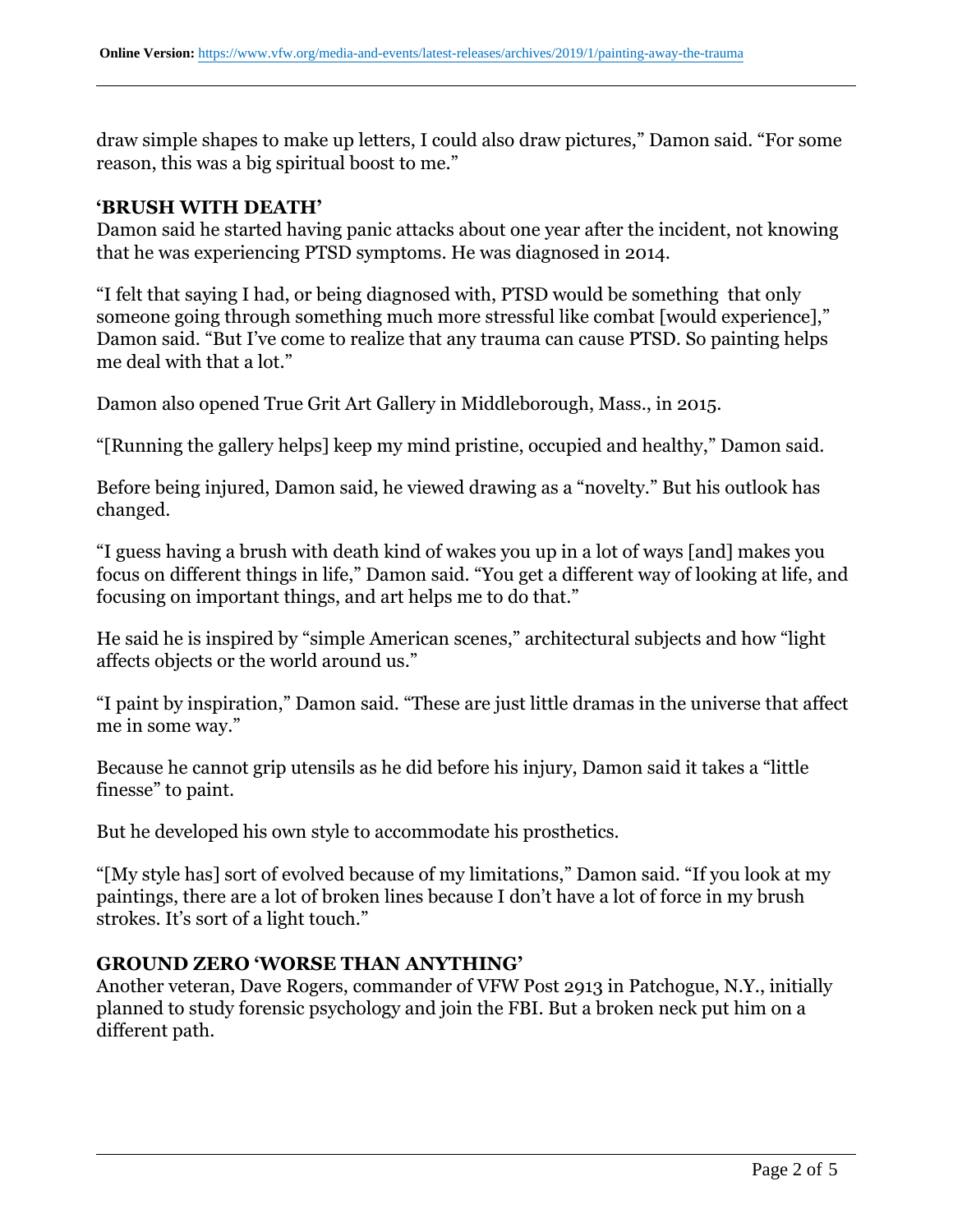draw simple shapes to make up letters, I could also draw pictures," Damon said. "For some reason, this was a big spiritual boost to me."

### 'BRUSH WITH DEATH'

Damon said he started having panic attacks about one year after the incident, not knowing that he was experiencing PTSD symptoms. He was diagnosed in 2014.

"I felt that saying I had, or being diagnosed with, PTSD would be something that only someone going through something much more stressful like combat [would experience]," Damon said. "But I've come to realize that any trauma can cause PTSD. So painting helps me deal with that a lot."

Damon also opened True Grit Art Gallery in Middleborough, Mass., in 2015.

"[Running the gallery helps] keep my mind pristine, occupied and healthy," Damon said.

Before being injured, Damon said, he viewed drawing as a "novelty." But his outlook has changed.

"I guess having a brush with death kind of wakes you up in a lot of ways [and] makes you focus on different things in life," Damon said. "You get a different way of looking at life, and focusing on important things, and art helps me to do that."

He said he is inspired by "simple American scenes," architectural subjects and how "light affects objects or the world around us."

"I paint by inspiration," Damon said. "These are just little dramas in the universe that affect me in some way."

Because he cannot grip utensils as he did before his injury, Damon said it takes a "little finesse" to paint.

But he developed his own style to accommodate his prosthetics.

"[My style has] sort of evolved because of my limitations," Damon said. "If you look at my paintings, there are a lot of broken lines because I don't have a lot of force in my brush strokes. It's sort of a light touch."

### GROUND ZERO 'WORSE THAN ANYTHING'

Another veteran, Dave Rogers, commander of VFW Post 2913 in Patchogue, N.Y., initially planned to study forensic psychology and join the FBI. But a broken neck put him on a different path.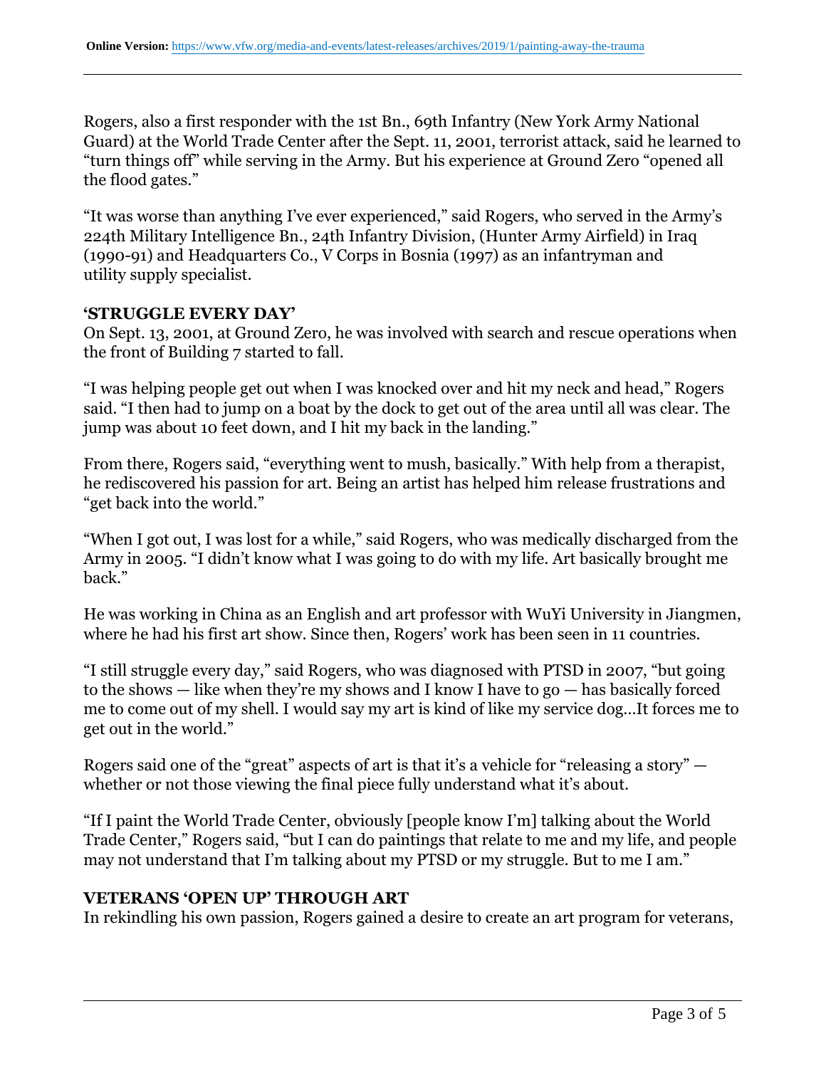Rogers, also a first responder with the 1st Bn., 69th Infantry (New York Army National Guard) at the World Trade Center after the Sept. 11, 2001, terrorist attack, said he learned to “turn things off” while serving in the Army. But his experience at Ground Zero “opened all the flood gates.”

“It was worse than anything I’ve ever experienced,” said Rogers, who served in the Army’s 224th Military Intelligence Bn., 24th Infantry Division, (Hunter Army Airfield) in Iraq (1990-91) and Headquarters Co., V Corps in Bosnia (1997) as an infantryman and utility supply specialist.

### ‘STRUGGLE EVERY DAY’

On Sept. 13, 2001, at Ground Zero, he was involved with search and rescue operations when the front of Building 7 started to fall.

“I was helping people get out when I was knocked over and hit my neck and head,” Rogers said. “I then had to jump on a boat by the dock to get out of the area until all was clear. The jump was about 10 feet down, and I hit my back in the landing.”

From there, Rogers said, “everything went to mush, basically.” With help from a therapist, he rediscovered his passion for art. Being an artist has helped him release frustrations and “get back into the world.”

“When I got out, I was lost for a while,” said Rogers, who was medically discharged from the Army in 2005. “I didn’t know what I was going to do with my life. Art basically brought me back.”

He was working in China as an English and art professor with WuYi University in Jiangmen, where he had his first art show. Since then, Rogers’ work has been seen in 11 countries.

“I still struggle every day,” said Rogers, who was diagnosed with PTSD in 2007, “but going to the shows — like when they’re my shows and I know I have to go — has basically forced me to come out of my shell. I would say my art is kind of like my service dog…It forces me to get out in the world.”

Rogers said one of the “great” aspects of art is that it’s a vehicle for “releasing a story” — whether or not those viewing the final piece fully understand what it’s about.

“If I paint the World Trade Center, obviously [people know I’m] talking about the World Trade Center,” Rogers said, “but I can do paintings that relate to me and my life, and people may not understand that I’m talking about my PTSD or my struggle. But to me I am.”

### VETERANS ‘OPEN UP’ THROUGH ART

In rekindling his own passion, Rogers gained a desire to create an art program for veterans,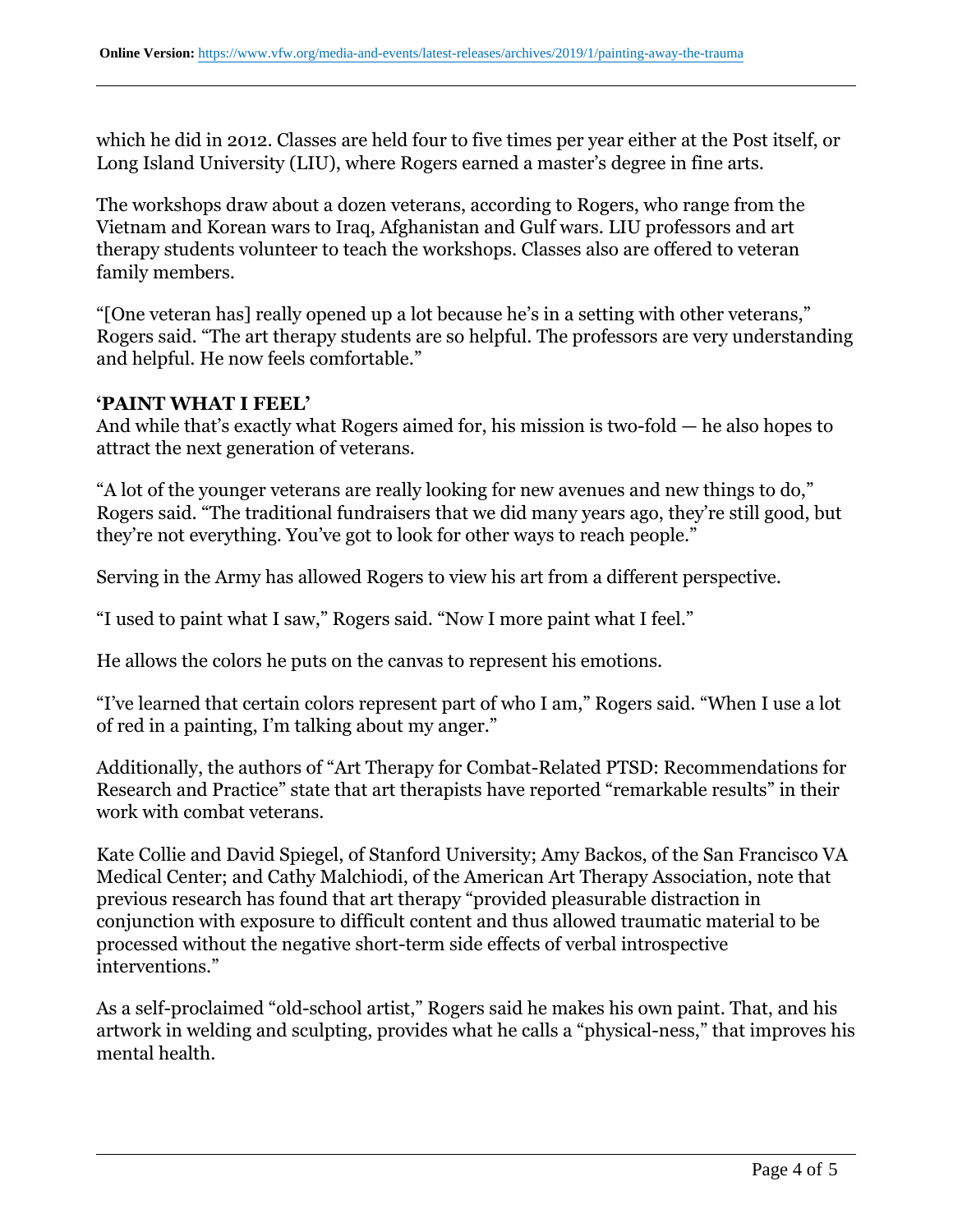which he did in 2012. Classes are held four to five times per year either at the Post itself, or Long Island University (LIU), where Rogers earned a master's degree in fine arts.

The workshops draw about a dozen veterans, according to Rogers, who range from the Vietnam and Korean wars to Iraq, Afghanistan and Gulf wars. LIU professors and art therapy students volunteer to teach the workshops. Classes also are offered to veteran family members.

"[One veteran has] really opened up a lot because he's in a setting with other veterans," Rogers said. "The art therapy students are so helpful. The professors are very understanding and helpful. He now feels comfortable."

**'PAINT WHAT I FEEL'**

And while that's exactly what Rogers aimed for, his mission is two-fold — he also hopes to attract the next generation of veterans.

"A lot of the younger veterans are really looking for new avenues and new things to do," Rogers said. "The traditional fundraisers that we did many years ago, they're still good, but they're not everything. You've got to look for other ways to reach people."

Serving in the Army has allowed Rogers to view his art from a different perspective.

"I used to paint what I saw," Rogers said. "Now I more paint what I feel."

He allows the colors he puts on the canvas to represent his emotions.

"I've learned that certain colors represent part of who I am," Rogers said. "When I use a lot of red in a painting, I'm talking about my anger."

Additionally, the authors of "Art Therapy for Combat-Related PTSD: Recommendations for Research and Practice" state that art therapists have reported "remarkable results" in their work with combat veterans.

Kate Collie and David Spiegel, of Stanford University; Amy Backos, of the San Francisco VA Medical Center; and Cathy Malchiodi, of the American Art Therapy Association, note that previous research has found that art therapy "provided pleasurable distraction in conjunction with exposure to difficult content and thus allowed traumatic material to be processed without the negative short-term side effects of verbal introspective interventions."

As a self-proclaimed "old-school artist," Rogers said he makes his own paint. That, and his artwork in welding and sculpting, provides what he calls a "physical-ness," that improves his mental health.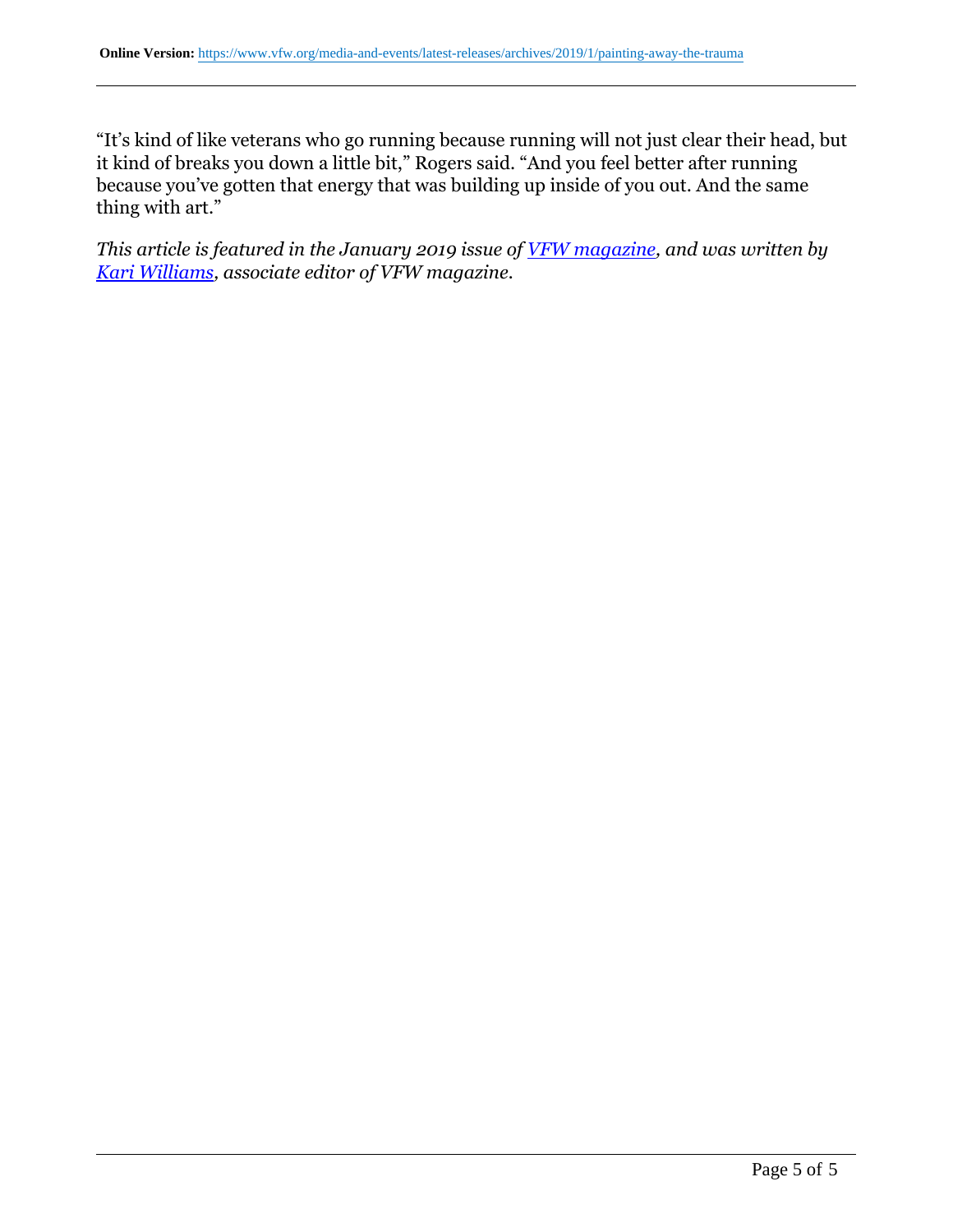"It's kind of like veterans who go running because running will not just clear their head, but it kind of breaks you down a little bit," Rogers said. "And you feel better after running because you've gotten that energy that was building up inside of you out. And the same thing with art."

*This article is featured in the January 2019 issue of [VFW magazine](), and was written by [Kari Williams](), associate editor of VFW magazine.*